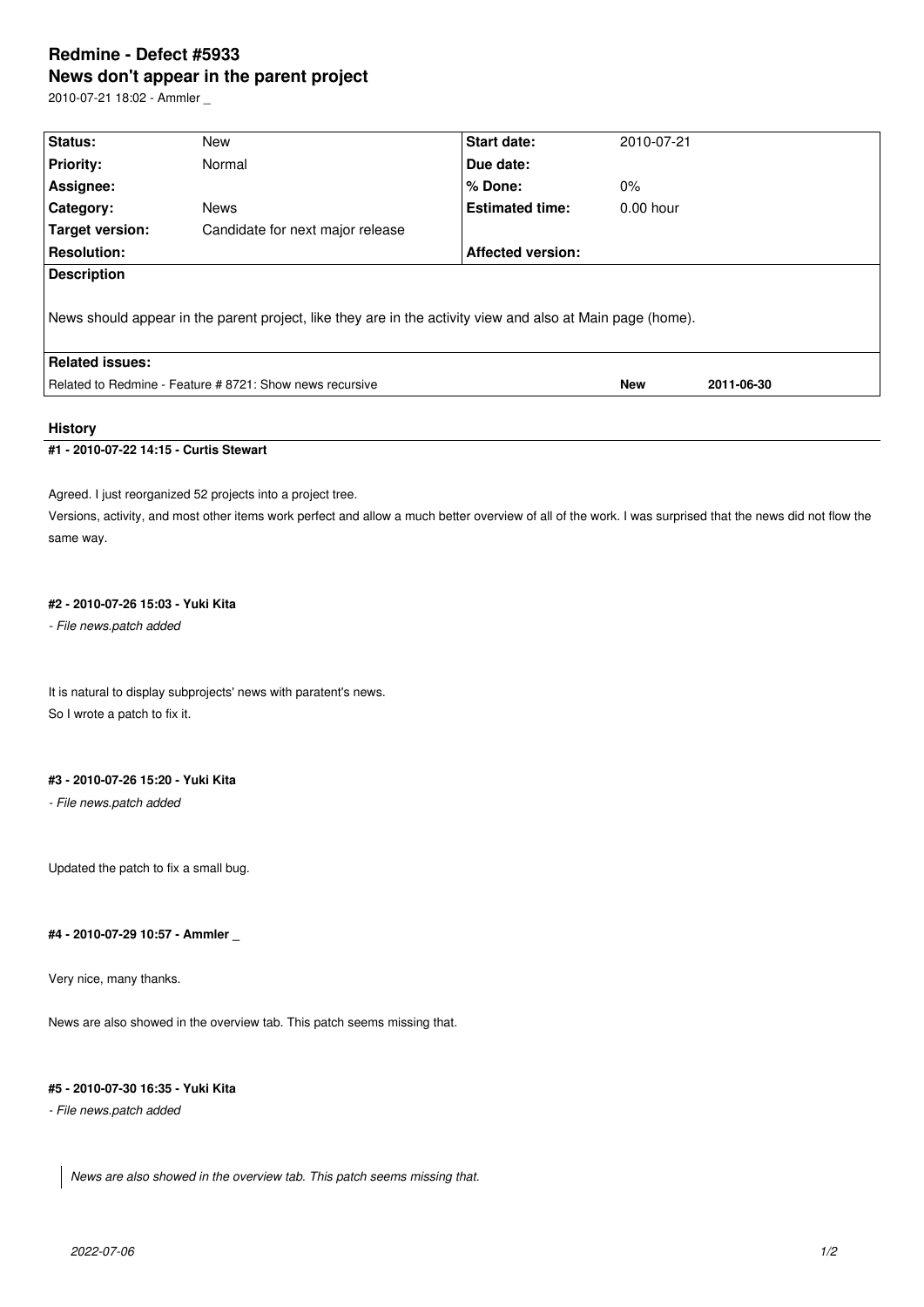# Redmine - Defect #5933

## News don't appear in the parent project

2010-07-21 18:02 - Ammler _

| Status: | New | Start date: | 2010-07-21 |
|---|---|---|---|
| Priority: | Normal | Due date: | |
| Assignee: | | % Done: | 0% |
| Category: | News | Estimated time: | 0.00 hour |
| Target version: | Candidate for next major release | | |
| Resolution: | | Affected version: | |

**Description**

News should appear in the parent project, like they are in the activity view and also at Main page (home).

**Related issues:**

| Related to Redmine - Feature # 8721: Show news recursive | New | 2011-06-30 |
|---|---|---|

### History

#### #1 - 2010-07-22 14:15 - Curtis Stewart

Agreed. I just reorganized 52 projects into a project tree.

Versions, activity, and most other items work perfect and allow a much better overview of all of the work. I was surprised that the news did not flow the same way.

#### #2 - 2010-07-26 15:03 - Yuki Kita

*- File news.patch added*

It is natural to display subprojects' news with paratent's news.
So I wrote a patch to fix it.

#### #3 - 2010-07-26 15:20 - Yuki Kita

*- File news.patch added*

Updated the patch to fix a small bug.

#### #4 - 2010-07-29 10:57 - Ammler _

Very nice, many thanks.

News are also showed in the overview tab. This patch seems missing that.

#### #5 - 2010-07-30 16:35 - Yuki Kita

*- File news.patch added*

> *News are also showed in the overview tab. This patch seems missing that.*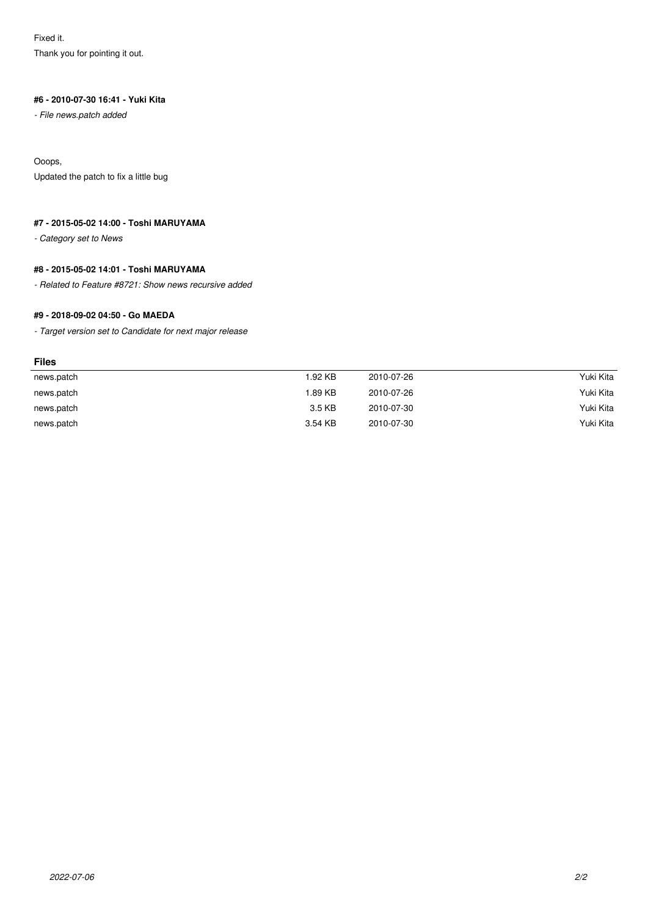Fixed it.

Thank you for pointing it out.

#### #6 - 2010-07-30 16:41 - Yuki Kita

*- File news.patch added*

Ooops,

Updated the patch to fix a little bug

#### #7 - 2015-05-02 14:00 - Toshi MARUYAMA

*- Category set to News*

#### #8 - 2015-05-02 14:01 - Toshi MARUYAMA

*- Related to Feature #8721: Show news recursive added*

#### #9 - 2018-09-02 04:50 - Go MAEDA

*- Target version set to Candidate for next major release*

### Files

| | | | |
|---|---|---|---|
| news.patch | 1.92 KB | 2010-07-26 | Yuki Kita |
| news.patch | 1.89 KB | 2010-07-26 | Yuki Kita |
| news.patch | 3.5 KB | 2010-07-30 | Yuki Kita |
| news.patch | 3.54 KB | 2010-07-30 | Yuki Kita |